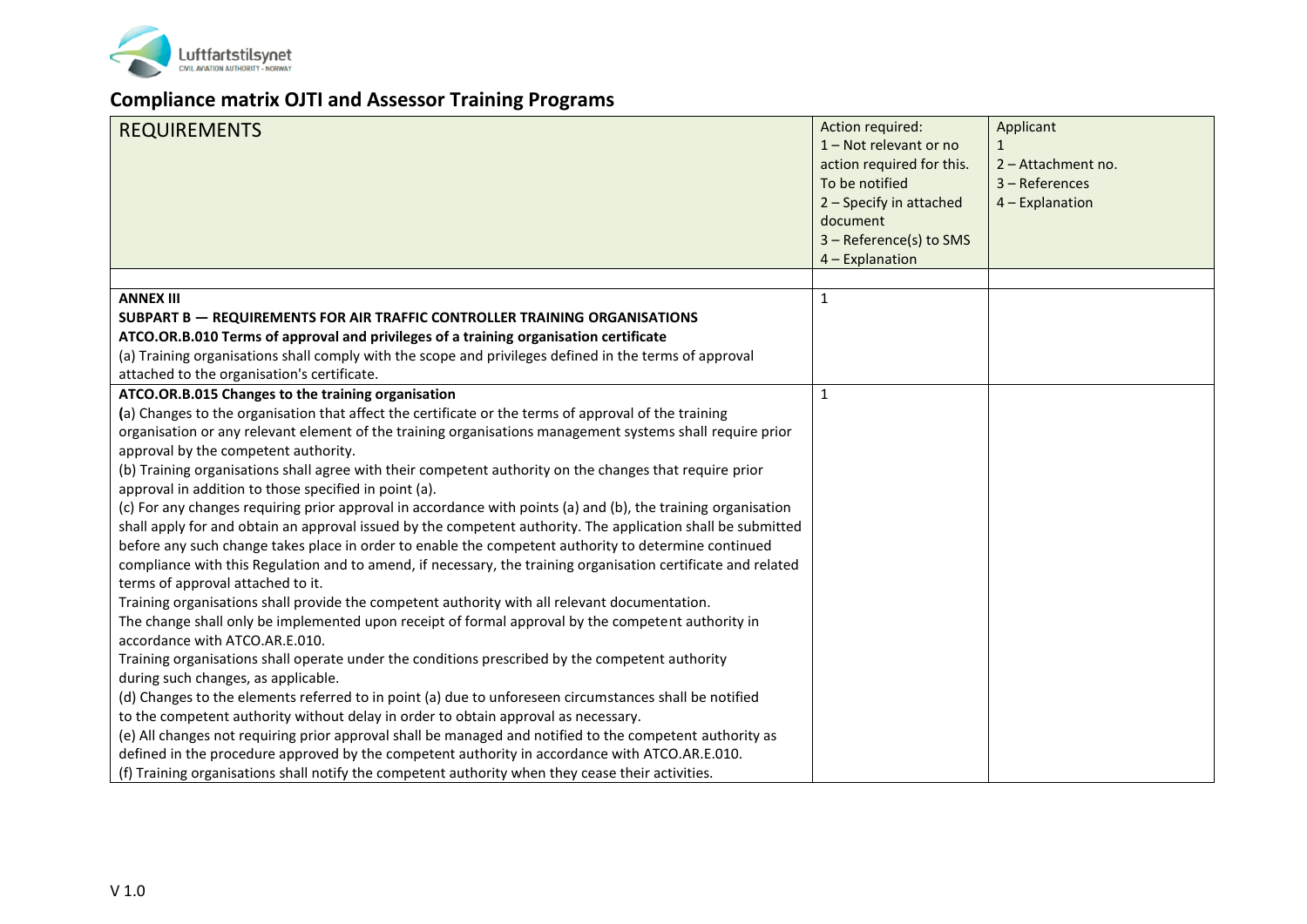# Compliance matrix OJTI and Assessor Training Programs

| REQUIREMENTS | Action required:<br>1 – Not relevant or no action required for this. To be notified<br>2 – Specify in attached document<br>3 – Reference(s) to SMS<br>4 – Explanation | Applicant<br>1<br>2 – Attachment no.<br>3 – References<br>4 – Explanation |
|---|---|---|
| | | |
| **ANNEX III**<br>**SUBPART B — REQUIREMENTS FOR AIR TRAFFIC CONTROLLER TRAINING ORGANISATIONS**<br>**ATCO.OR.B.010 Terms of approval and privileges of a training organisation certificate**<br>(a) Training organisations shall comply with the scope and privileges defined in the terms of approval attached to the organisation's certificate. | 1 | |
| **ATCO.OR.B.015 Changes to the training organisation**<br>(a) Changes to the organisation that affect the certificate or the terms of approval of the training organisation or any relevant element of the training organisations management systems shall require prior approval by the competent authority.<br>(b) Training organisations shall agree with their competent authority on the changes that require prior approval in addition to those specified in point (a).<br>(c) For any changes requiring prior approval in accordance with points (a) and (b), the training organisation shall apply for and obtain an approval issued by the competent authority. The application shall be submitted before any such change takes place in order to enable the competent authority to determine continued compliance with this Regulation and to amend, if necessary, the training organisation certificate and related terms of approval attached to it.<br>Training organisations shall provide the competent authority with all relevant documentation.<br>The change shall only be implemented upon receipt of formal approval by the competent authority in accordance with ATCO.AR.E.010.<br>Training organisations shall operate under the conditions prescribed by the competent authority during such changes, as applicable.<br>(d) Changes to the elements referred to in point (a) due to unforeseen circumstances shall be notified to the competent authority without delay in order to obtain approval as necessary.<br>(e) All changes not requiring prior approval shall be managed and notified to the competent authority as defined in the procedure approved by the competent authority in accordance with ATCO.AR.E.010.<br>(f) Training organisations shall notify the competent authority when they cease their activities. | 1 | |

V 1.0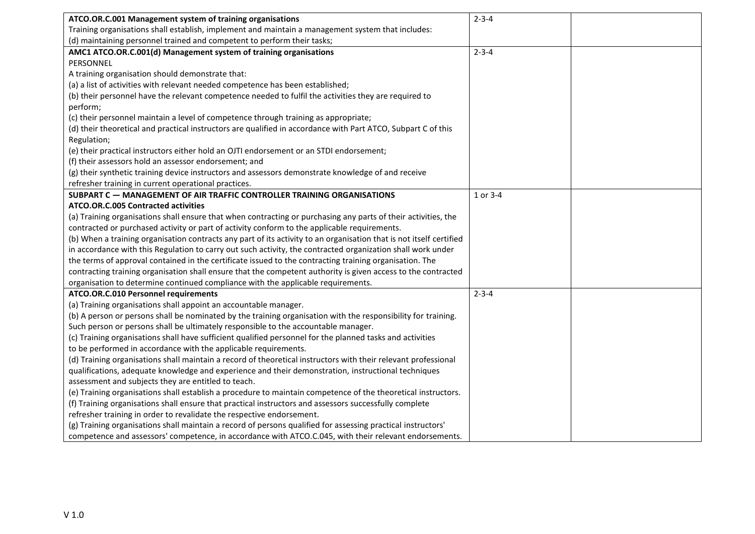| | | |
|---|---|---|
| **ATCO.OR.C.001 Management system of training organisations**<br>Training organisations shall establish, implement and maintain a management system that includes:<br>(d) maintaining personnel trained and competent to perform their tasks; | 2-3-4 | |
| **AMC1 ATCO.OR.C.001(d) Management system of training organisations**<br>PERSONNEL<br>A training organisation should demonstrate that:<br>(a) a list of activities with relevant needed competence has been established;<br>(b) their personnel have the relevant competence needed to fulfil the activities they are required to perform;<br>(c) their personnel maintain a level of competence through training as appropriate;<br>(d) their theoretical and practical instructors are qualified in accordance with Part ATCO, Subpart C of this Regulation;<br>(e) their practical instructors either hold an OJTI endorsement or an STDI endorsement;<br>(f) their assessors hold an assessor endorsement; and<br>(g) their synthetic training device instructors and assessors demonstrate knowledge of and receive refresher training in current operational practices. | 2-3-4 | |
| **SUBPART C — MANAGEMENT OF AIR TRAFFIC CONTROLLER TRAINING ORGANISATIONS**<br>**ATCO.OR.C.005 Contracted activities**<br>(a) Training organisations shall ensure that when contracting or purchasing any parts of their activities, the contracted or purchased activity or part of activity conform to the applicable requirements.<br>(b) When a training organisation contracts any part of its activity to an organisation that is not itself certified in accordance with this Regulation to carry out such activity, the contracted organization shall work under the terms of approval contained in the certificate issued to the contracting training organisation. The contracting training organisation shall ensure that the competent authority is given access to the contracted organisation to determine continued compliance with the applicable requirements. | 1 or 3-4 | |
| **ATCO.OR.C.010 Personnel requirements**<br>(a) Training organisations shall appoint an accountable manager.<br>(b) A person or persons shall be nominated by the training organisation with the responsibility for training. Such person or persons shall be ultimately responsible to the accountable manager.<br>(c) Training organisations shall have sufficient qualified personnel for the planned tasks and activities to be performed in accordance with the applicable requirements.<br>(d) Training organisations shall maintain a record of theoretical instructors with their relevant professional qualifications, adequate knowledge and experience and their demonstration, instructional techniques assessment and subjects they are entitled to teach.<br>(e) Training organisations shall establish a procedure to maintain competence of the theoretical instructors.<br>(f) Training organisations shall ensure that practical instructors and assessors successfully complete refresher training in order to revalidate the respective endorsement.<br>(g) Training organisations shall maintain a record of persons qualified for assessing practical instructors' competence and assessors' competence, in accordance with ATCO.C.045, with their relevant endorsements. | 2-3-4 | |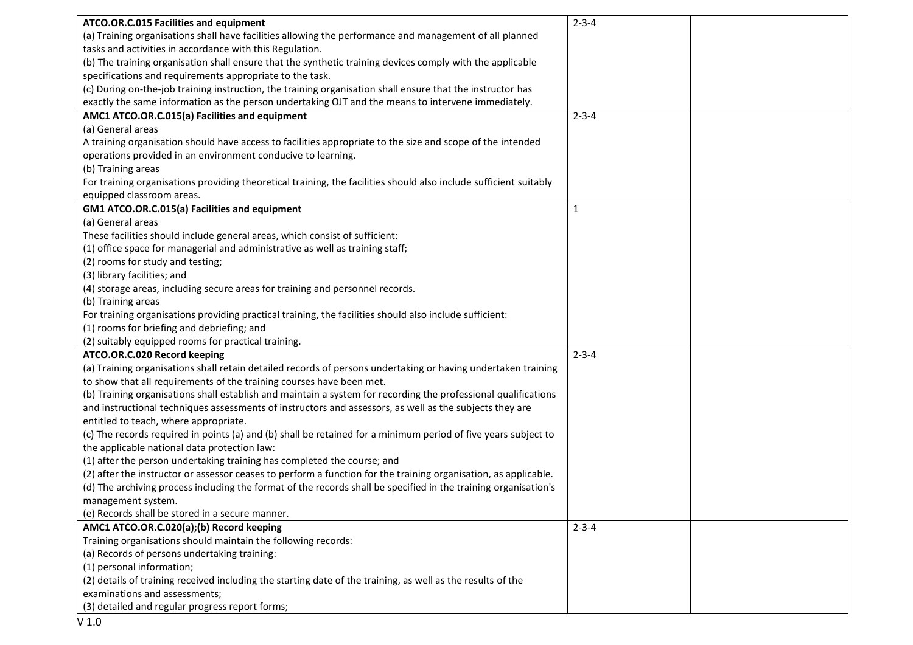| | | |
|---|---|---|
| **ATCO.OR.C.015 Facilities and equipment**<br>(a) Training organisations shall have facilities allowing the performance and management of all planned tasks and activities in accordance with this Regulation.<br>(b) The training organisation shall ensure that the synthetic training devices comply with the applicable specifications and requirements appropriate to the task.<br>(c) During on-the-job training instruction, the training organisation shall ensure that the instructor has exactly the same information as the person undertaking OJT and the means to intervene immediately. | 2-3-4 | |
| **AMC1 ATCO.OR.C.015(a) Facilities and equipment**<br>(a) General areas<br>A training organisation should have access to facilities appropriate to the size and scope of the intended operations provided in an environment conducive to learning.<br>(b) Training areas<br>For training organisations providing theoretical training, the facilities should also include sufficient suitably equipped classroom areas. | 2-3-4 | |
| **GM1 ATCO.OR.C.015(a) Facilities and equipment**<br>(a) General areas<br>These facilities should include general areas, which consist of sufficient:<br>(1) office space for managerial and administrative as well as training staff;<br>(2) rooms for study and testing;<br>(3) library facilities; and<br>(4) storage areas, including secure areas for training and personnel records.<br>(b) Training areas<br>For training organisations providing practical training, the facilities should also include sufficient:<br>(1) rooms for briefing and debriefing; and<br>(2) suitably equipped rooms for practical training. | 1 | |
| **ATCO.OR.C.020 Record keeping**<br>(a) Training organisations shall retain detailed records of persons undertaking or having undertaken training to show that all requirements of the training courses have been met.<br>(b) Training organisations shall establish and maintain a system for recording the professional qualifications and instructional techniques assessments of instructors and assessors, as well as the subjects they are entitled to teach, where appropriate.<br>(c) The records required in points (a) and (b) shall be retained for a minimum period of five years subject to the applicable national data protection law:<br>(1) after the person undertaking training has completed the course; and<br>(2) after the instructor or assessor ceases to perform a function for the training organisation, as applicable.<br>(d) The archiving process including the format of the records shall be specified in the training organisation's management system.<br>(e) Records shall be stored in a secure manner. | 2-3-4 | |
| **AMC1 ATCO.OR.C.020(a);(b) Record keeping**<br>Training organisations should maintain the following records:<br>(a) Records of persons undertaking training:<br>(1) personal information;<br>(2) details of training received including the starting date of the training, as well as the results of the examinations and assessments;<br>(3) detailed and regular progress report forms; | 2-3-4 | |

V 1.0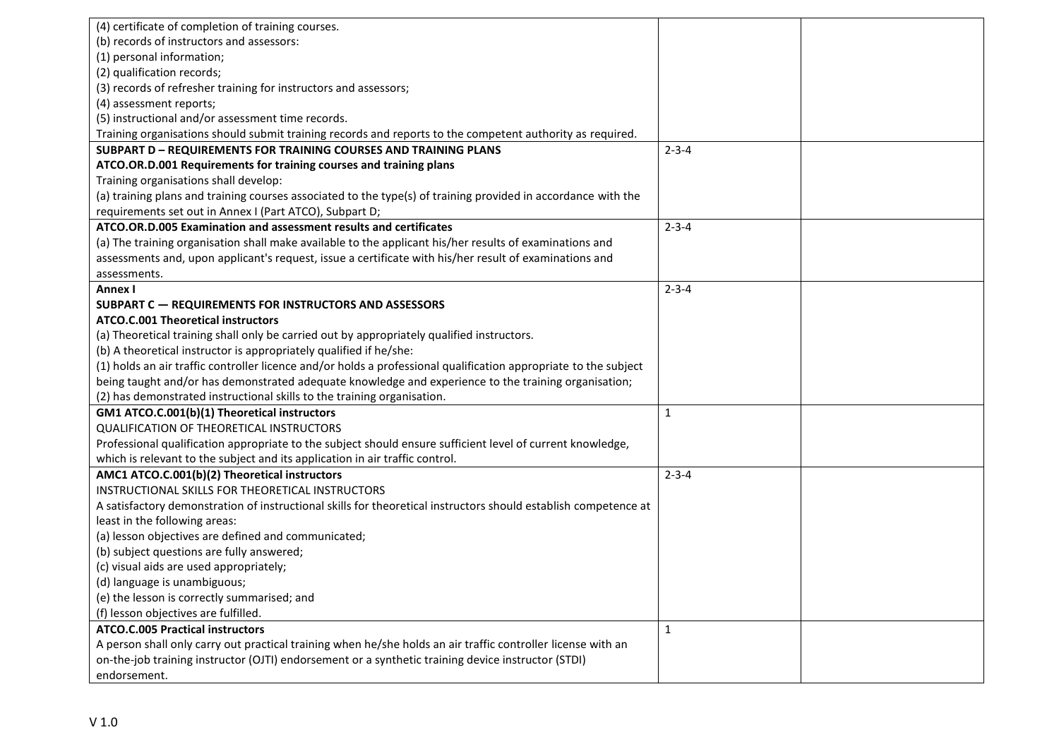| | | |
|---|---|---|
| (4) certificate of completion of training courses.<br>(b) records of instructors and assessors:<br>(1) personal information;<br>(2) qualification records;<br>(3) records of refresher training for instructors and assessors;<br>(4) assessment reports;<br>(5) instructional and/or assessment time records.<br>Training organisations should submit training records and reports to the competent authority as required. | | |
| **SUBPART D – REQUIREMENTS FOR TRAINING COURSES AND TRAINING PLANS**<br>**ATCO.OR.D.001 Requirements for training courses and training plans**<br>Training organisations shall develop:<br>(a) training plans and training courses associated to the type(s) of training provided in accordance with the requirements set out in Annex I (Part ATCO), Subpart D; | 2-3-4 | |
| **ATCO.OR.D.005 Examination and assessment results and certificates**<br>(a) The training organisation shall make available to the applicant his/her results of examinations and assessments and, upon applicant's request, issue a certificate with his/her result of examinations and assessments. | 2-3-4 | |
| **Annex I**<br>**SUBPART C — REQUIREMENTS FOR INSTRUCTORS AND ASSESSORS**<br>**ATCO.C.001 Theoretical instructors**<br>(a) Theoretical training shall only be carried out by appropriately qualified instructors.<br>(b) A theoretical instructor is appropriately qualified if he/she:<br>(1) holds an air traffic controller licence and/or holds a professional qualification appropriate to the subject being taught and/or has demonstrated adequate knowledge and experience to the training organisation;<br>(2) has demonstrated instructional skills to the training organisation. | 2-3-4 | |
| **GM1 ATCO.C.001(b)(1) Theoretical instructors**<br>QUALIFICATION OF THEORETICAL INSTRUCTORS<br>Professional qualification appropriate to the subject should ensure sufficient level of current knowledge, which is relevant to the subject and its application in air traffic control. | 1 | |
| **AMC1 ATCO.C.001(b)(2) Theoretical instructors**<br>INSTRUCTIONAL SKILLS FOR THEORETICAL INSTRUCTORS<br>A satisfactory demonstration of instructional skills for theoretical instructors should establish competence at least in the following areas:<br>(a) lesson objectives are defined and communicated;<br>(b) subject questions are fully answered;<br>(c) visual aids are used appropriately;<br>(d) language is unambiguous;<br>(e) the lesson is correctly summarised; and<br>(f) lesson objectives are fulfilled. | 2-3-4 | |
| **ATCO.C.005 Practical instructors**<br>A person shall only carry out practical training when he/she holds an air traffic controller license with an on-the-job training instructor (OJTI) endorsement or a synthetic training device instructor (STDI) endorsement. | 1 | |

V 1.0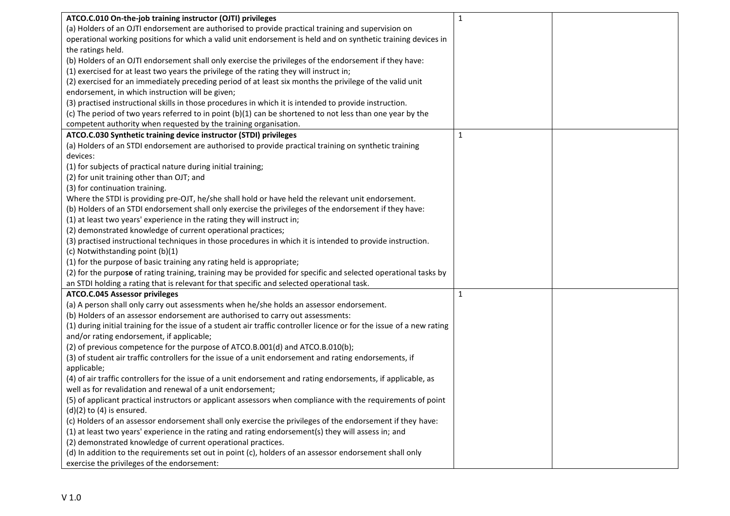| | | |
|---|---|---|
| **ATCO.C.010 On-the-job training instructor (OJTI) privileges**<br>(a) Holders of an OJTI endorsement are authorised to provide practical training and supervision on operational working positions for which a valid unit endorsement is held and on synthetic training devices in the ratings held.<br>(b) Holders of an OJTI endorsement shall only exercise the privileges of the endorsement if they have:<br>(1) exercised for at least two years the privilege of the rating they will instruct in;<br>(2) exercised for an immediately preceding period of at least six months the privilege of the valid unit endorsement, in which instruction will be given;<br>(3) practised instructional skills in those procedures in which it is intended to provide instruction.<br>(c) The period of two years referred to in point (b)(1) can be shortened to not less than one year by the competent authority when requested by the training organisation. | 1 | |
| **ATCO.C.030 Synthetic training device instructor (STDI) privileges**<br>(a) Holders of an STDI endorsement are authorised to provide practical training on synthetic training devices:<br>(1) for subjects of practical nature during initial training;<br>(2) for unit training other than OJT; and<br>(3) for continuation training.<br>Where the STDI is providing pre-OJT, he/she shall hold or have held the relevant unit endorsement.<br>(b) Holders of an STDI endorsement shall only exercise the privileges of the endorsement if they have:<br>(1) at least two years' experience in the rating they will instruct in;<br>(2) demonstrated knowledge of current operational practices;<br>(3) practised instructional techniques in those procedures in which it is intended to provide instruction.<br>(c) Notwithstanding point (b)(1)<br>(1) for the purpose of basic training any rating held is appropriate;<br>(2) for the purpo**se** of rating training, training may be provided for specific and selected operational tasks by an STDI holding a rating that is relevant for that specific and selected operational task. | 1 | |
| **ATCO.C.045 Assessor privileges**<br>(a) A person shall only carry out assessments when he/she holds an assessor endorsement.<br>(b) Holders of an assessor endorsement are authorised to carry out assessments:<br>(1) during initial training for the issue of a student air traffic controller licence or for the issue of a new rating and/or rating endorsement, if applicable;<br>(2) of previous competence for the purpose of ATCO.B.001(d) and ATCO.B.010(b);<br>(3) of student air traffic controllers for the issue of a unit endorsement and rating endorsements, if applicable;<br>(4) of air traffic controllers for the issue of a unit endorsement and rating endorsements, if applicable, as well as for revalidation and renewal of a unit endorsement;<br>(5) of applicant practical instructors or applicant assessors when compliance with the requirements of point (d)(2) to (4) is ensured.<br>(c) Holders of an assessor endorsement shall only exercise the privileges of the endorsement if they have:<br>(1) at least two years' experience in the rating and rating endorsement(s) they will assess in; and<br>(2) demonstrated knowledge of current operational practices.<br>(d) In addition to the requirements set out in point (c), holders of an assessor endorsement shall only exercise the privileges of the endorsement: | 1 | |

V 1.0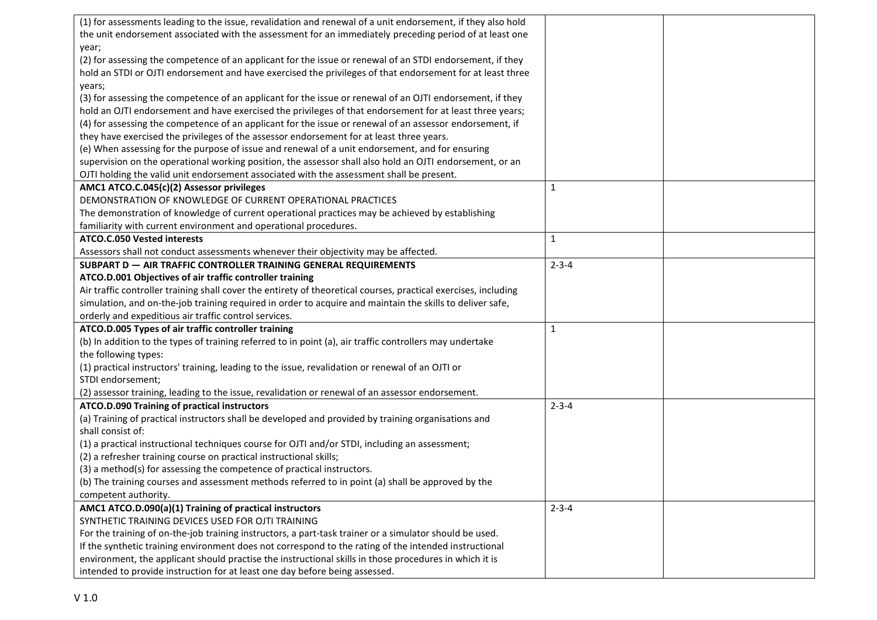| | | |
|---|---|---|
| (1) for assessments leading to the issue, revalidation and renewal of a unit endorsement, if they also hold the unit endorsement associated with the assessment for an immediately preceding period of at least one year;<br>(2) for assessing the competence of an applicant for the issue or renewal of an STDI endorsement, if they hold an STDI or OJTI endorsement and have exercised the privileges of that endorsement for at least three years;<br>(3) for assessing the competence of an applicant for the issue or renewal of an OJTI endorsement, if they hold an OJTI endorsement and have exercised the privileges of that endorsement for at least three years;<br>(4) for assessing the competence of an applicant for the issue or renewal of an assessor endorsement, if they have exercised the privileges of the assessor endorsement for at least three years.<br>(e) When assessing for the purpose of issue and renewal of a unit endorsement, and for ensuring supervision on the operational working position, the assessor shall also hold an OJTI endorsement, or an OJTI holding the valid unit endorsement associated with the assessment shall be present. | | |
| **AMC1 ATCO.C.045(c)(2) Assessor privileges**<br>DEMONSTRATION OF KNOWLEDGE OF CURRENT OPERATIONAL PRACTICES<br>The demonstration of knowledge of current operational practices may be achieved by establishing familiarity with current environment and operational procedures. | 1 | |
| **ATCO.C.050 Vested interests**<br>Assessors shall not conduct assessments whenever their objectivity may be affected. | 1 | |
| **SUBPART D — AIR TRAFFIC CONTROLLER TRAINING GENERAL REQUIREMENTS**<br>**ATCO.D.001 Objectives of air traffic controller training**<br>Air traffic controller training shall cover the entirety of theoretical courses, practical exercises, including simulation, and on-the-job training required in order to acquire and maintain the skills to deliver safe, orderly and expeditious air traffic control services. | 2-3-4 | |
| **ATCO.D.005 Types of air traffic controller training**<br>(b) In addition to the types of training referred to in point (a), air traffic controllers may undertake the following types:<br>(1) practical instructors' training, leading to the issue, revalidation or renewal of an OJTI or STDI endorsement;<br>(2) assessor training, leading to the issue, revalidation or renewal of an assessor endorsement. | 1 | |
| **ATCO.D.090 Training of practical instructors**<br>(a) Training of practical instructors shall be developed and provided by training organisations and shall consist of:<br>(1) a practical instructional techniques course for OJTI and/or STDI, including an assessment;<br>(2) a refresher training course on practical instructional skills;<br>(3) a method(s) for assessing the competence of practical instructors.<br>(b) The training courses and assessment methods referred to in point (a) shall be approved by the competent authority. | 2-3-4 | |
| **AMC1 ATCO.D.090(a)(1) Training of practical instructors**<br>SYNTHETIC TRAINING DEVICES USED FOR OJTI TRAINING<br>For the training of on-the-job training instructors, a part-task trainer or a simulator should be used.<br>If the synthetic training environment does not correspond to the rating of the intended instructional environment, the applicant should practise the instructional skills in those procedures in which it is intended to provide instruction for at least one day before being assessed. | 2-3-4 | |

V 1.0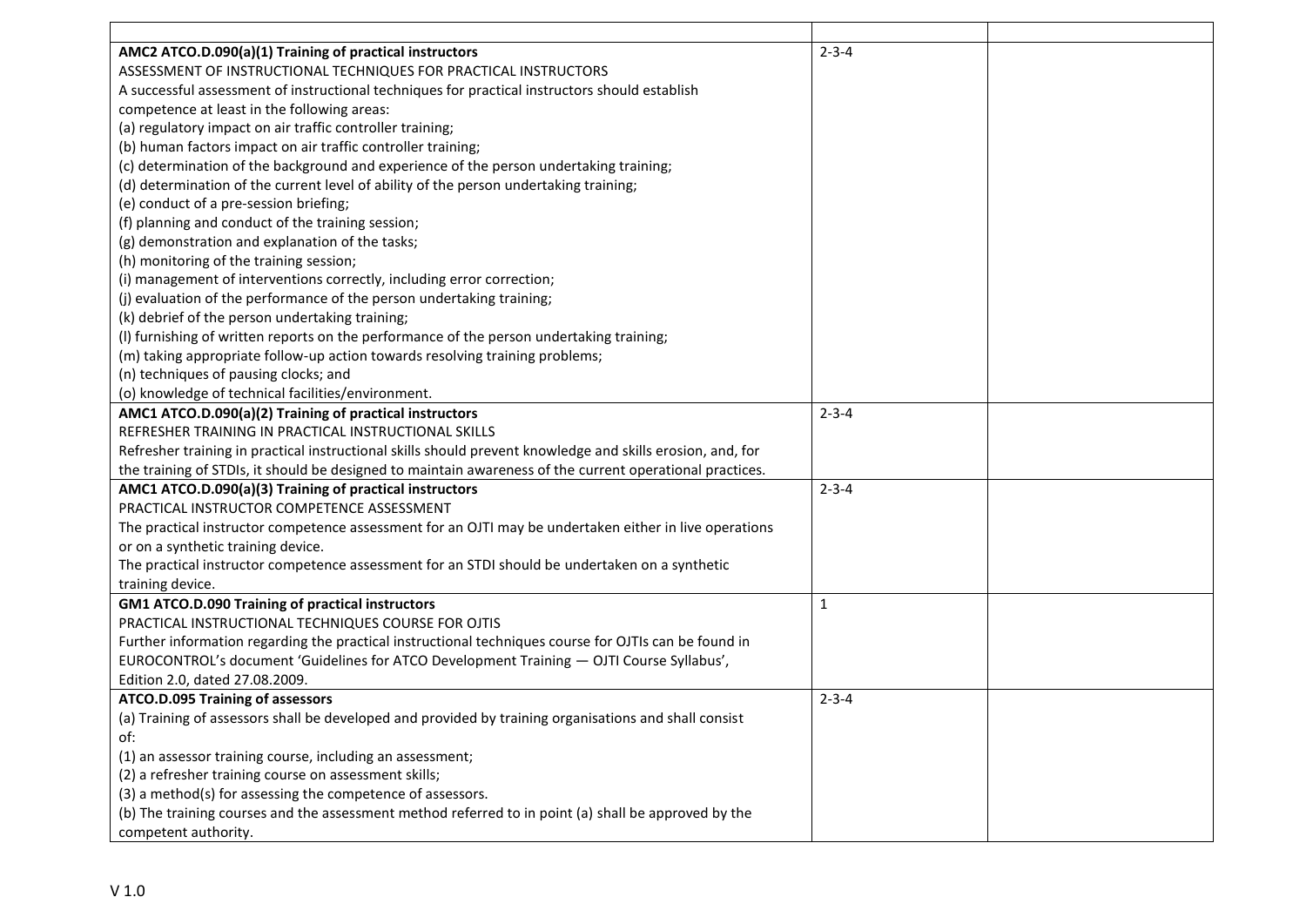| | | |
|---|---|---|
| **AMC2 ATCO.D.090(a)(1) Training of practical instructors**<br>ASSESSMENT OF INSTRUCTIONAL TECHNIQUES FOR PRACTICAL INSTRUCTORS<br>A successful assessment of instructional techniques for practical instructors should establish competence at least in the following areas:<br>(a) regulatory impact on air traffic controller training;<br>(b) human factors impact on air traffic controller training;<br>(c) determination of the background and experience of the person undertaking training;<br>(d) determination of the current level of ability of the person undertaking training;<br>(e) conduct of a pre-session briefing;<br>(f) planning and conduct of the training session;<br>(g) demonstration and explanation of the tasks;<br>(h) monitoring of the training session;<br>(i) management of interventions correctly, including error correction;<br>(j) evaluation of the performance of the person undertaking training;<br>(k) debrief of the person undertaking training;<br>(l) furnishing of written reports on the performance of the person undertaking training;<br>(m) taking appropriate follow-up action towards resolving training problems;<br>(n) techniques of pausing clocks; and<br>(o) knowledge of technical facilities/environment. | 2-3-4 | |
| **AMC1 ATCO.D.090(a)(2) Training of practical instructors**<br>REFRESHER TRAINING IN PRACTICAL INSTRUCTIONAL SKILLS<br>Refresher training in practical instructional skills should prevent knowledge and skills erosion, and, for the training of STDIs, it should be designed to maintain awareness of the current operational practices. | 2-3-4 | |
| **AMC1 ATCO.D.090(a)(3) Training of practical instructors**<br>PRACTICAL INSTRUCTOR COMPETENCE ASSESSMENT<br>The practical instructor competence assessment for an OJTI may be undertaken either in live operations or on a synthetic training device.<br>The practical instructor competence assessment for an STDI should be undertaken on a synthetic training device. | 2-3-4 | |
| **GM1 ATCO.D.090 Training of practical instructors**<br>PRACTICAL INSTRUCTIONAL TECHNIQUES COURSE FOR OJTIS<br>Further information regarding the practical instructional techniques course for OJTIs can be found in EUROCONTROL's document 'Guidelines for ATCO Development Training — OJTI Course Syllabus', Edition 2.0, dated 27.08.2009. | 1 | |
| **ATCO.D.095 Training of assessors**<br>(a) Training of assessors shall be developed and provided by training organisations and shall consist of:<br>(1) an assessor training course, including an assessment;<br>(2) a refresher training course on assessment skills;<br>(3) a method(s) for assessing the competence of assessors.<br>(b) The training courses and the assessment method referred to in point (a) shall be approved by the competent authority. | 2-3-4 | |

V 1.0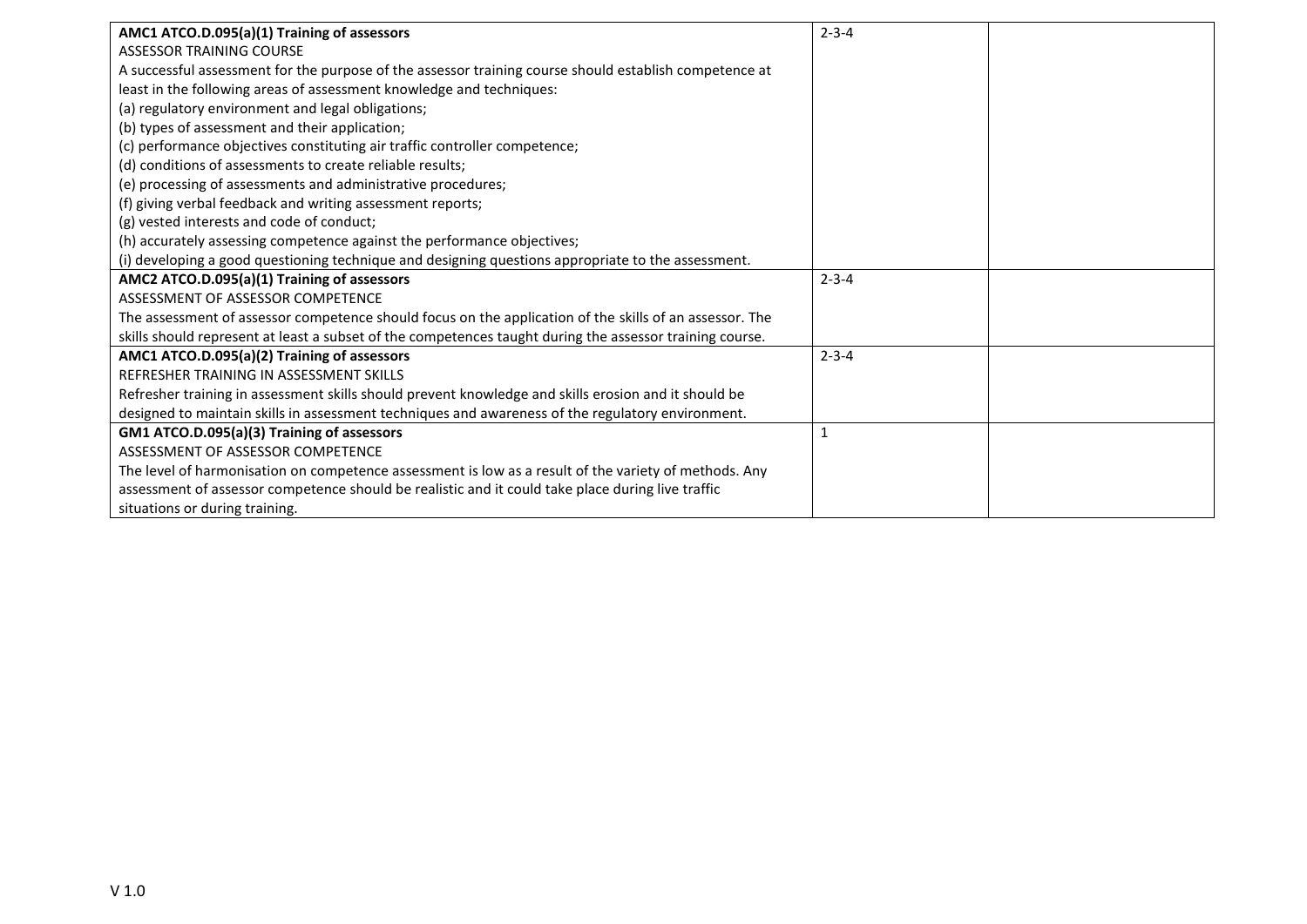| | | |
|---|---|---|
| **AMC1 ATCO.D.095(a)(1) Training of assessors**<br>ASSESSOR TRAINING COURSE<br>A successful assessment for the purpose of the assessor training course should establish competence at least in the following areas of assessment knowledge and techniques:<br>(a) regulatory environment and legal obligations;<br>(b) types of assessment and their application;<br>(c) performance objectives constituting air traffic controller competence;<br>(d) conditions of assessments to create reliable results;<br>(e) processing of assessments and administrative procedures;<br>(f) giving verbal feedback and writing assessment reports;<br>(g) vested interests and code of conduct;<br>(h) accurately assessing competence against the performance objectives;<br>(i) developing a good questioning technique and designing questions appropriate to the assessment. | 2-3-4 | |
| **AMC2 ATCO.D.095(a)(1) Training of assessors**<br>ASSESSMENT OF ASSESSOR COMPETENCE<br>The assessment of assessor competence should focus on the application of the skills of an assessor. The skills should represent at least a subset of the competences taught during the assessor training course. | 2-3-4 | |
| **AMC1 ATCO.D.095(a)(2) Training of assessors**<br>REFRESHER TRAINING IN ASSESSMENT SKILLS<br>Refresher training in assessment skills should prevent knowledge and skills erosion and it should be designed to maintain skills in assessment techniques and awareness of the regulatory environment. | 2-3-4 | |
| **GM1 ATCO.D.095(a)(3) Training of assessors**<br>ASSESSMENT OF ASSESSOR COMPETENCE<br>The level of harmonisation on competence assessment is low as a result of the variety of methods. Any assessment of assessor competence should be realistic and it could take place during live traffic situations or during training. | 1 | |

V 1.0